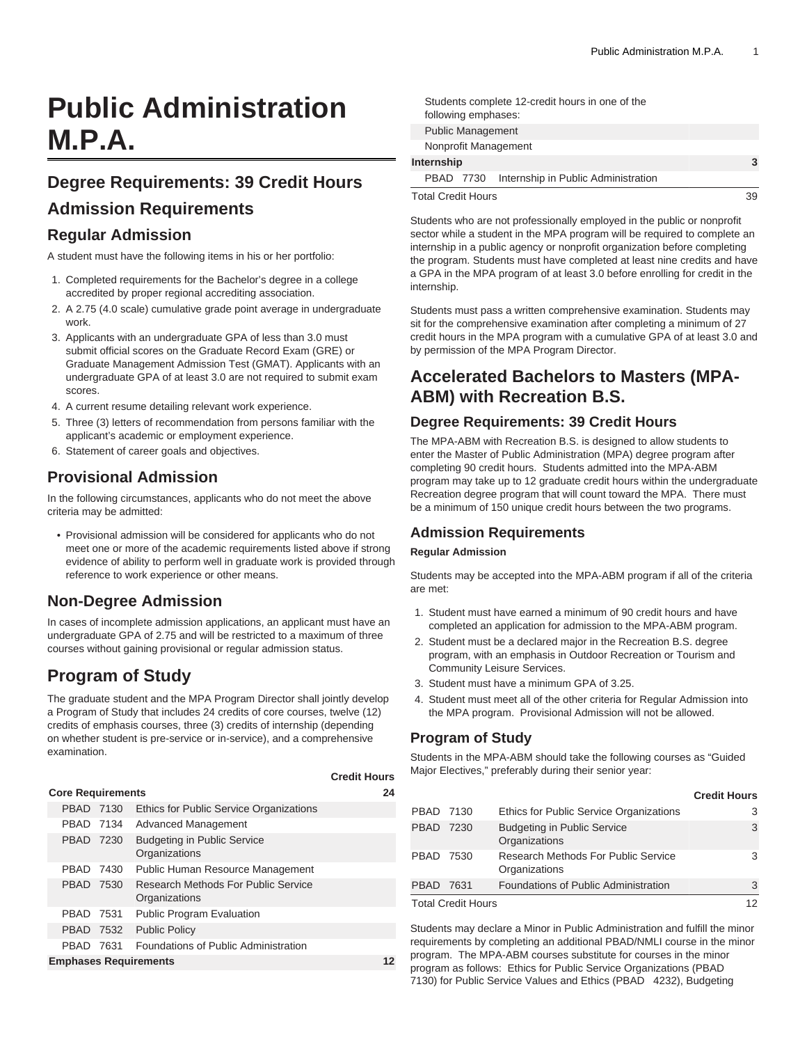# Public Administration M.P.A.

## Degree Requirements: 39 Credit Hours

## Admission Requirements

### Regular Admission

A student must have the following items in his or her portfolio:

1. Completed requirements for the Bachelor's degree in a college accredited by proper regional accrediting association.
2. A 2.75 (4.0 scale) cumulative grade point average in undergraduate work.
3. Applicants with an undergraduate GPA of less than 3.0 must submit official scores on the Graduate Record Exam (GRE) or Graduate Management Admission Test (GMAT). Applicants with an undergraduate GPA of at least 3.0 are not required to submit exam scores.
4. A current resume detailing relevant work experience.
5. Three (3) letters of recommendation from persons familiar with the applicant's academic or employment experience.
6. Statement of career goals and objectives.

### Provisional Admission

In the following circumstances, applicants who do not meet the above criteria may be admitted:

- Provisional admission will be considered for applicants who do not meet one or more of the academic requirements listed above if strong evidence of ability to perform well in graduate work is provided through reference to work experience or other means.

### Non-Degree Admission

In cases of incomplete admission applications, an applicant must have an undergraduate GPA of 2.75 and will be restricted to a maximum of three courses without gaining provisional or regular admission status.

## Program of Study

The graduate student and the MPA Program Director shall jointly develop a Program of Study that includes 24 credits of core courses, twelve (12) credits of emphasis courses, three (3) credits of internship (depending on whether student is pre-service or in-service), and a comprehensive examination.

| | | Credit Hours |
|---|---|---|
| **Core Requirements** | | **24** |
| PBAD 7130 | Ethics for Public Service Organizations | |
| PBAD 7134 | Advanced Management | |
| PBAD 7230 | Budgeting in Public Service Organizations | |
| PBAD 7430 | Public Human Resource Management | |
| PBAD 7530 | Research Methods For Public Service Organizations | |
| PBAD 7531 | Public Program Evaluation | |
| PBAD 7532 | Public Policy | |
| PBAD 7631 | Foundations of Public Administration | |
| **Emphases Requirements** | | **12** |
| Students complete 12-credit hours in one of the following emphases: | | |
| Public Management | | |
| Nonprofit Management | | |
| **Internship** | | **3** |
| PBAD 7730 | Internship in Public Administration | |
| Total Credit Hours | | 39 |

Students who are not professionally employed in the public or nonprofit sector while a student in the MPA program will be required to complete an internship in a public agency or nonprofit organization before completing the program. Students must have completed at least nine credits and have a GPA in the MPA program of at least 3.0 before enrolling for credit in the internship.

Students must pass a written comprehensive examination. Students may sit for the comprehensive examination after completing a minimum of 27 credit hours in the MPA program with a cumulative GPA of at least 3.0 and by permission of the MPA Program Director.

## Accelerated Bachelors to Masters (MPA-ABM) with Recreation B.S.

### Degree Requirements: 39 Credit Hours

The MPA-ABM with Recreation B.S. is designed to allow students to enter the Master of Public Administration (MPA) degree program after completing 90 credit hours. Students admitted into the MPA-ABM program may take up to 12 graduate credit hours within the undergraduate Recreation degree program that will count toward the MPA. There must be a minimum of 150 unique credit hours between the two programs.

### Admission Requirements

**Regular Admission**

Students may be accepted into the MPA-ABM program if all of the criteria are met:

1. Student must have earned a minimum of 90 credit hours and have completed an application for admission to the MPA-ABM program.
2. Student must be a declared major in the Recreation B.S. degree program, with an emphasis in Outdoor Recreation or Tourism and Community Leisure Services.
3. Student must have a minimum GPA of 3.25.
4. Student must meet all of the other criteria for Regular Admission into the MPA program. Provisional Admission will not be allowed.

### Program of Study

Students in the MPA-ABM should take the following courses as "Guided Major Electives," preferably during their senior year:

| | | Credit Hours |
|---|---|---|
| PBAD 7130 | Ethics for Public Service Organizations | 3 |
| PBAD 7230 | Budgeting in Public Service Organizations | 3 |
| PBAD 7530 | Research Methods For Public Service Organizations | 3 |
| PBAD 7631 | Foundations of Public Administration | 3 |
| Total Credit Hours | | 12 |

Students may declare a Minor in Public Administration and fulfill the minor requirements by completing an additional PBAD/NMLI course in the minor program. The MPA-ABM courses substitute for courses in the minor program as follows: Ethics for Public Service Organizations (PBAD 7130) for Public Service Values and Ethics (PBAD 4232), Budgeting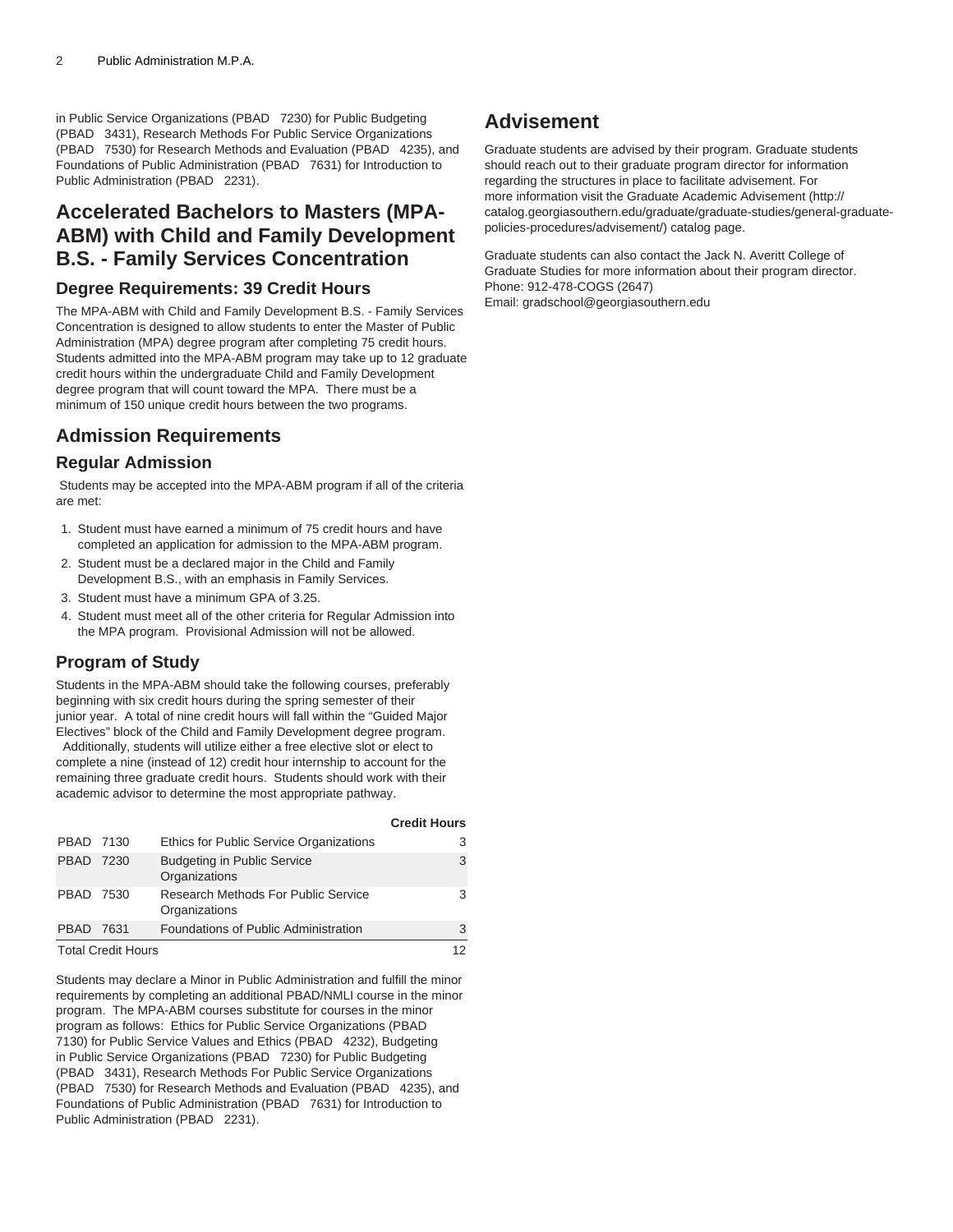in Public Service Organizations (PBAD 7230) for Public Budgeting (PBAD 3431), Research Methods For Public Service Organizations (PBAD 7530) for Research Methods and Evaluation (PBAD 4235), and Foundations of Public Administration (PBAD 7631) for Introduction to Public Administration (PBAD 2231).

## Accelerated Bachelors to Masters (MPA-ABM) with Child and Family Development B.S. - Family Services Concentration

### Degree Requirements: 39 Credit Hours

The MPA-ABM with Child and Family Development B.S. - Family Services Concentration is designed to allow students to enter the Master of Public Administration (MPA) degree program after completing 75 credit hours. Students admitted into the MPA-ABM program may take up to 12 graduate credit hours within the undergraduate Child and Family Development degree program that will count toward the MPA. There must be a minimum of 150 unique credit hours between the two programs.

## Admission Requirements

### Regular Admission

Students may be accepted into the MPA-ABM program if all of the criteria are met:

1. Student must have earned a minimum of 75 credit hours and have completed an application for admission to the MPA-ABM program.
2. Student must be a declared major in the Child and Family Development B.S., with an emphasis in Family Services.
3. Student must have a minimum GPA of 3.25.
4. Student must meet all of the other criteria for Regular Admission into the MPA program. Provisional Admission will not be allowed.

### Program of Study

Students in the MPA-ABM should take the following courses, preferably beginning with six credit hours during the spring semester of their junior year. A total of nine credit hours will fall within the "Guided Major Electives" block of the Child and Family Development degree program. Additionally, students will utilize either a free elective slot or elect to complete a nine (instead of 12) credit hour internship to account for the remaining three graduate credit hours. Students should work with their academic advisor to determine the most appropriate pathway.

| | | Credit Hours |
|---|---|---|
| PBAD 7130 | Ethics for Public Service Organizations | 3 |
| PBAD 7230 | Budgeting in Public Service Organizations | 3 |
| PBAD 7530 | Research Methods For Public Service Organizations | 3 |
| PBAD 7631 | Foundations of Public Administration | 3 |
| Total Credit Hours | | 12 |

Students may declare a Minor in Public Administration and fulfill the minor requirements by completing an additional PBAD/NMLI course in the minor program. The MPA-ABM courses substitute for courses in the minor program as follows: Ethics for Public Service Organizations (PBAD 7130) for Public Service Values and Ethics (PBAD 4232), Budgeting in Public Service Organizations (PBAD 7230) for Public Budgeting (PBAD 3431), Research Methods For Public Service Organizations (PBAD 7530) for Research Methods and Evaluation (PBAD 4235), and Foundations of Public Administration (PBAD 7631) for Introduction to Public Administration (PBAD 2231).

## Advisement

Graduate students are advised by their program. Graduate students should reach out to their graduate program director for information regarding the structures in place to facilitate advisement. For more information visit the Graduate Academic Advisement (http://catalog.georgiasouthern.edu/graduate/graduate-studies/general-graduate-policies-procedures/advisement/) catalog page.

Graduate students can also contact the Jack N. Averitt College of Graduate Studies for more information about their program director.
Phone: 912-478-COGS (2647)
Email: gradschool@georgiasouthern.edu